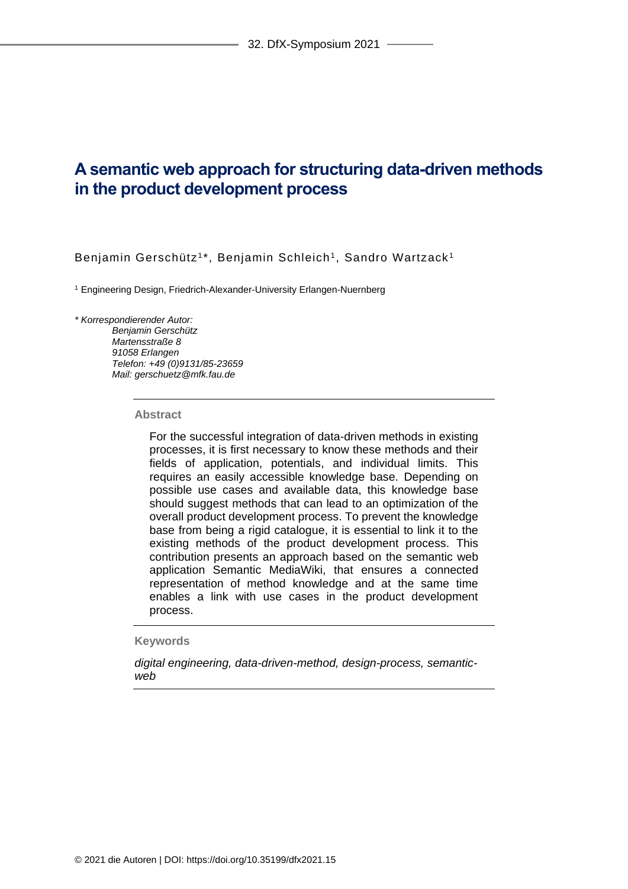# A semantic web approach for structuring data-driven methods in the product development process

Benjamin Gerschütz[1]*, Benjamin Schleich[1], Sandro Wartzack[1]

[1] Engineering Design, Friedrich-Alexander-University Erlangen-Nuernberg

*\* Korrespondierender Autor:*
*Benjamin Gerschütz*
*Martensstraße 8*
*91058 Erlangen*
*Telefon: +49 (0)9131/85-23659*
*Mail: gerschuetz@mfk.fau.de*

---

**Abstract**

For the successful integration of data-driven methods in existing processes, it is first necessary to know these methods and their fields of application, potentials, and individual limits. This requires an easily accessible knowledge base. Depending on possible use cases and available data, this knowledge base should suggest methods that can lead to an optimization of the overall product development process. To prevent the knowledge base from being a rigid catalogue, it is essential to link it to the existing methods of the product development process. This contribution presents an approach based on the semantic web application Semantic MediaWiki, that ensures a connected representation of method knowledge and at the same time enables a link with use cases in the product development process.

---

**Keywords**

*digital engineering, data-driven-method, design-process, semantic-web*

---

© 2021 die Autoren | DOI: https://doi.org/10.35199/dfx2021.15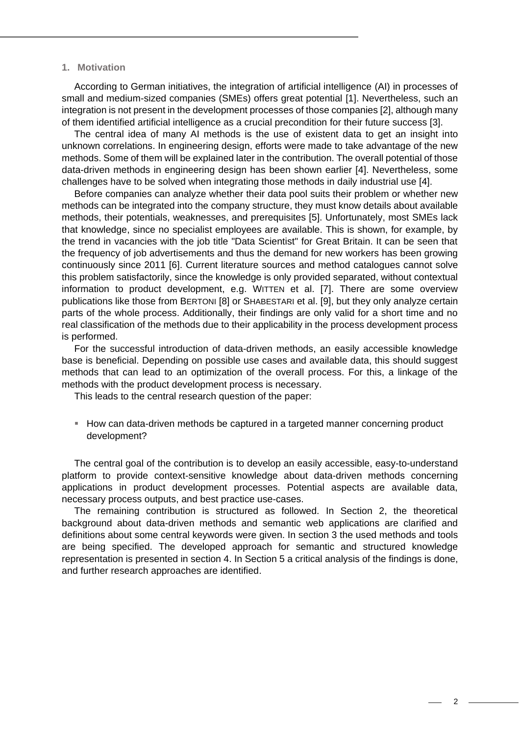## 1. Motivation

According to German initiatives, the integration of artificial intelligence (AI) in processes of small and medium-sized companies (SMEs) offers great potential [1]. Nevertheless, such an integration is not present in the development processes of those companies [2], although many of them identified artificial intelligence as a crucial precondition for their future success [3].

The central idea of many AI methods is the use of existent data to get an insight into unknown correlations. In engineering design, efforts were made to take advantage of the new methods. Some of them will be explained later in the contribution. The overall potential of those data-driven methods in engineering design has been shown earlier [4]. Nevertheless, some challenges have to be solved when integrating those methods in daily industrial use [4].

Before companies can analyze whether their data pool suits their problem or whether new methods can be integrated into the company structure, they must know details about available methods, their potentials, weaknesses, and prerequisites [5]. Unfortunately, most SMEs lack that knowledge, since no specialist employees are available. This is shown, for example, by the trend in vacancies with the job title "Data Scientist" for Great Britain. It can be seen that the frequency of job advertisements and thus the demand for new workers has been growing continuously since 2011 [6]. Current literature sources and method catalogues cannot solve this problem satisfactorily, since the knowledge is only provided separated, without contextual information to product development, e.g. WITTEN et al. [7]. There are some overview publications like those from BERTONI [8] or SHABESTARI et al. [9], but they only analyze certain parts of the whole process. Additionally, their findings are only valid for a short time and no real classification of the methods due to their applicability in the process development process is performed.

For the successful introduction of data-driven methods, an easily accessible knowledge base is beneficial. Depending on possible use cases and available data, this should suggest methods that can lead to an optimization of the overall process. For this, a linkage of the methods with the product development process is necessary.

This leads to the central research question of the paper:

- How can data-driven methods be captured in a targeted manner concerning product development?

The central goal of the contribution is to develop an easily accessible, easy-to-understand platform to provide context-sensitive knowledge about data-driven methods concerning applications in product development processes. Potential aspects are available data, necessary process outputs, and best practice use-cases.

The remaining contribution is structured as followed. In Section 2, the theoretical background about data-driven methods and semantic web applications are clarified and definitions about some central keywords were given. In section 3 the used methods and tools are being specified. The developed approach for semantic and structured knowledge representation is presented in section 4. In Section 5 a critical analysis of the findings is done, and further research approaches are identified.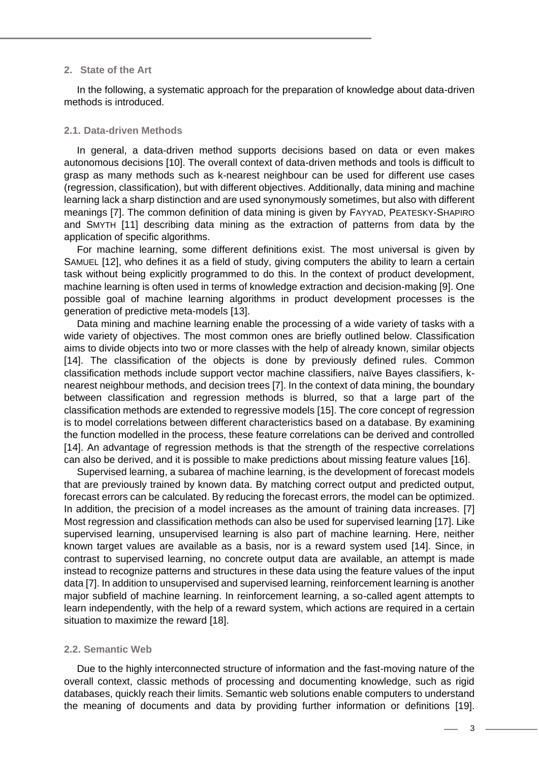## 2. State of the Art

In the following, a systematic approach for the preparation of knowledge about data-driven methods is introduced.

### 2.1. Data-driven Methods

In general, a data-driven method supports decisions based on data or even makes autonomous decisions [10]. The overall context of data-driven methods and tools is difficult to grasp as many methods such as k-nearest neighbour can be used for different use cases (regression, classification), but with different objectives. Additionally, data mining and machine learning lack a sharp distinction and are used synonymously sometimes, but also with different meanings [7]. The common definition of data mining is given by FAYYAD, PEATESKY-SHAPIRO and SMYTH [11] describing data mining as the extraction of patterns from data by the application of specific algorithms.

For machine learning, some different definitions exist. The most universal is given by SAMUEL [12], who defines it as a field of study, giving computers the ability to learn a certain task without being explicitly programmed to do this. In the context of product development, machine learning is often used in terms of knowledge extraction and decision-making [9]. One possible goal of machine learning algorithms in product development processes is the generation of predictive meta-models [13].

Data mining and machine learning enable the processing of a wide variety of tasks with a wide variety of objectives. The most common ones are briefly outlined below. Classification aims to divide objects into two or more classes with the help of already known, similar objects [14]. The classification of the objects is done by previously defined rules. Common classification methods include support vector machine classifiers, naïve Bayes classifiers, k-nearest neighbour methods, and decision trees [7]. In the context of data mining, the boundary between classification and regression methods is blurred, so that a large part of the classification methods are extended to regressive models [15]. The core concept of regression is to model correlations between different characteristics based on a database. By examining the function modelled in the process, these feature correlations can be derived and controlled [14]. An advantage of regression methods is that the strength of the respective correlations can also be derived, and it is possible to make predictions about missing feature values [16].

Supervised learning, a subarea of machine learning, is the development of forecast models that are previously trained by known data. By matching correct output and predicted output, forecast errors can be calculated. By reducing the forecast errors, the model can be optimized. In addition, the precision of a model increases as the amount of training data increases. [7] Most regression and classification methods can also be used for supervised learning [17]. Like supervised learning, unsupervised learning is also part of machine learning. Here, neither known target values are available as a basis, nor is a reward system used [14]. Since, in contrast to supervised learning, no concrete output data are available, an attempt is made instead to recognize patterns and structures in these data using the feature values of the input data [7]. In addition to unsupervised and supervised learning, reinforcement learning is another major subfield of machine learning. In reinforcement learning, a so-called agent attempts to learn independently, with the help of a reward system, which actions are required in a certain situation to maximize the reward [18].

### 2.2. Semantic Web

Due to the highly interconnected structure of information and the fast-moving nature of the overall context, classic methods of processing and documenting knowledge, such as rigid databases, quickly reach their limits. Semantic web solutions enable computers to understand the meaning of documents and data by providing further information or definitions [19].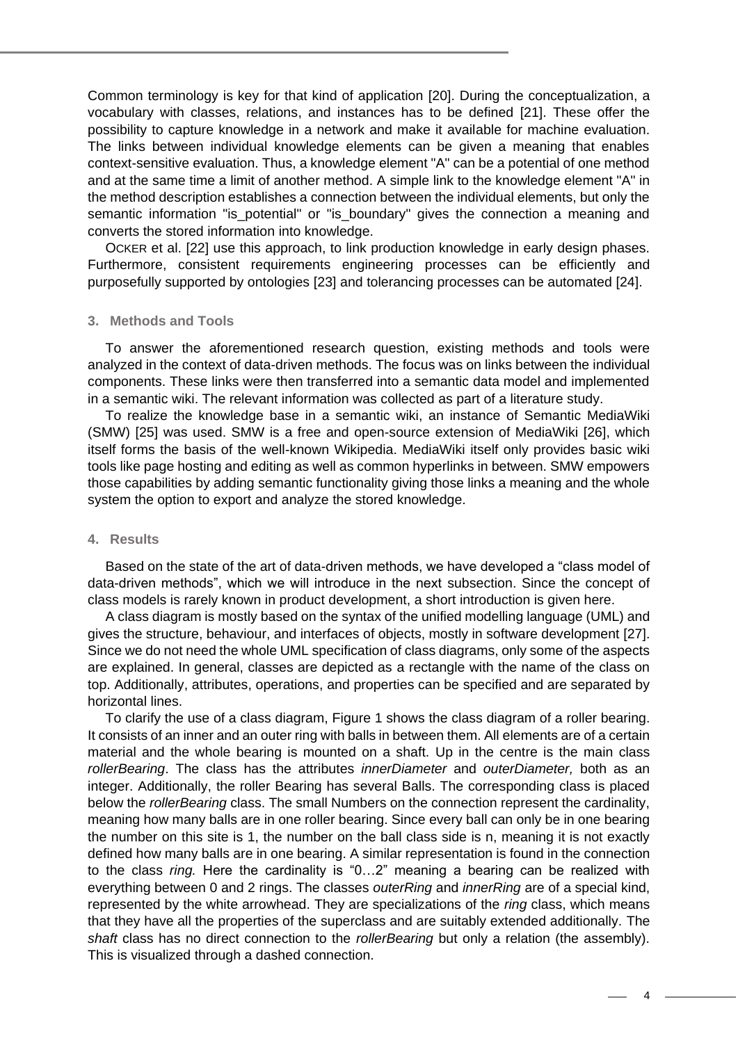Common terminology is key for that kind of application [20]. During the conceptualization, a vocabulary with classes, relations, and instances has to be defined [21]. These offer the possibility to capture knowledge in a network and make it available for machine evaluation. The links between individual knowledge elements can be given a meaning that enables context-sensitive evaluation. Thus, a knowledge element "A" can be a potential of one method and at the same time a limit of another method. A simple link to the knowledge element "A" in the method description establishes a connection between the individual elements, but only the semantic information "is_potential" or "is_boundary" gives the connection a meaning and converts the stored information into knowledge.

OCKER et al. [22] use this approach, to link production knowledge in early design phases. Furthermore, consistent requirements engineering processes can be efficiently and purposefully supported by ontologies [23] and tolerancing processes can be automated [24].

## 3. Methods and Tools

To answer the aforementioned research question, existing methods and tools were analyzed in the context of data-driven methods. The focus was on links between the individual components. These links were then transferred into a semantic data model and implemented in a semantic wiki. The relevant information was collected as part of a literature study.

To realize the knowledge base in a semantic wiki, an instance of Semantic MediaWiki (SMW) [25] was used. SMW is a free and open-source extension of MediaWiki [26], which itself forms the basis of the well-known Wikipedia. MediaWiki itself only provides basic wiki tools like page hosting and editing as well as common hyperlinks in between. SMW empowers those capabilities by adding semantic functionality giving those links a meaning and the whole system the option to export and analyze the stored knowledge.

## 4. Results

Based on the state of the art of data-driven methods, we have developed a “class model of data-driven methods”, which we will introduce in the next subsection. Since the concept of class models is rarely known in product development, a short introduction is given here.

A class diagram is mostly based on the syntax of the unified modelling language (UML) and gives the structure, behaviour, and interfaces of objects, mostly in software development [27]. Since we do not need the whole UML specification of class diagrams, only some of the aspects are explained. In general, classes are depicted as a rectangle with the name of the class on top. Additionally, attributes, operations, and properties can be specified and are separated by horizontal lines.

To clarify the use of a class diagram, Figure 1 shows the class diagram of a roller bearing. It consists of an inner and an outer ring with balls in between them. All elements are of a certain material and the whole bearing is mounted on a shaft. Up in the centre is the main class *rollerBearing*. The class has the attributes *innerDiameter* and *outerDiameter,* both as an integer. Additionally, the roller Bearing has several Balls. The corresponding class is placed below the *rollerBearing* class. The small Numbers on the connection represent the cardinality, meaning how many balls are in one roller bearing. Since every ball can only be in one bearing the number on this site is 1, the number on the ball class side is n, meaning it is not exactly defined how many balls are in one bearing. A similar representation is found in the connection to the class *ring.* Here the cardinality is “0…2” meaning a bearing can be realized with everything between 0 and 2 rings. The classes *outerRing* and *innerRing* are of a special kind, represented by the white arrowhead. They are specializations of the *ring* class, which means that they have all the properties of the superclass and are suitably extended additionally. The *shaft* class has no direct connection to the *rollerBearing* but only a relation (the assembly). This is visualized through a dashed connection.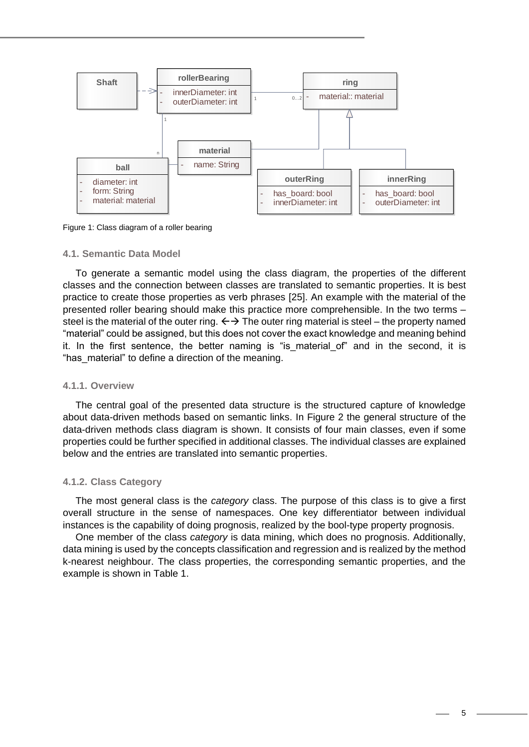Figure 1: Class diagram of a roller bearing

### 4.1. Semantic Data Model

To generate a semantic model using the class diagram, the properties of the different classes and the connection between classes are translated to semantic properties. It is best practice to create those properties as verb phrases [25]. An example with the material of the presented roller bearing should make this practice more comprehensible. In the two terms – steel is the material of the outer ring. ←→ The outer ring material is steel – the property named "material" could be assigned, but this does not cover the exact knowledge and meaning behind it. In the first sentence, the better naming is "is_material_of" and in the second, it is "has_material" to define a direction of the meaning.

#### 4.1.1. Overview

The central goal of the presented data structure is the structured capture of knowledge about data-driven methods based on semantic links. In Figure 2 the general structure of the data-driven methods class diagram is shown. It consists of four main classes, even if some properties could be further specified in additional classes. The individual classes are explained below and the entries are translated into semantic properties.

#### 4.1.2. Class Category

The most general class is the *category* class. The purpose of this class is to give a first overall structure in the sense of namespaces. One key differentiator between individual instances is the capability of doing prognosis, realized by the bool-type property prognosis.

One member of the class *category* is data mining, which does no prognosis. Additionally, data mining is used by the concepts classification and regression and is realized by the method k-nearest neighbour. The class properties, the corresponding semantic properties, and the example is shown in Table 1.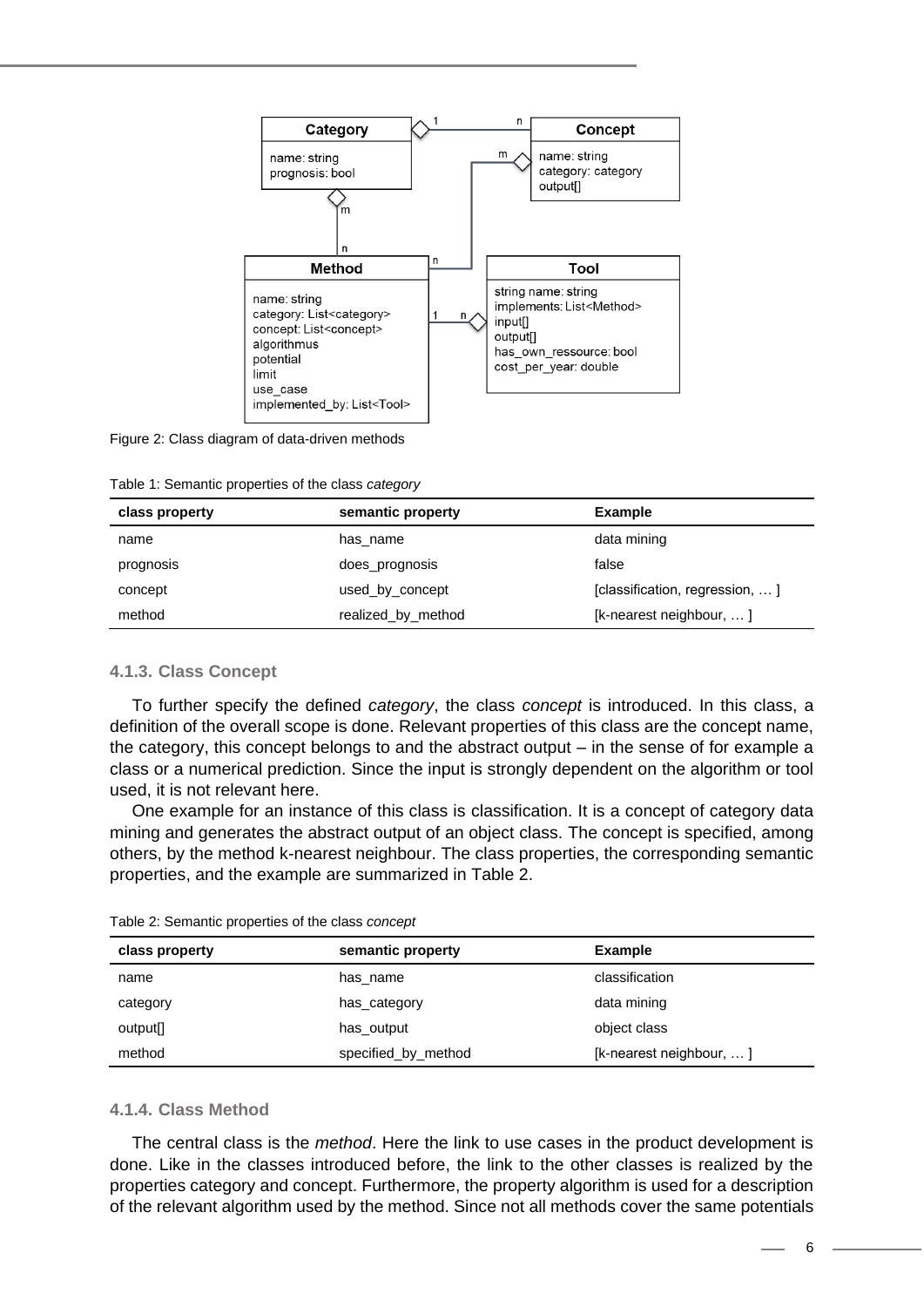Figure 2: Class diagram of data-driven methods

Table 1: Semantic properties of the class *category*

| class property | semantic property | Example |
|---|---|---|
| name | has_name | data mining |
| prognosis | does_prognosis | false |
| concept | used_by_concept | [classification, regression, … ] |
| method | realized_by_method | [k-nearest neighbour, … ] |

### 4.1.3. Class Concept

To further specify the defined *category*, the class *concept* is introduced. In this class, a definition of the overall scope is done. Relevant properties of this class are the concept name, the category, this concept belongs to and the abstract output – in the sense of for example a class or a numerical prediction. Since the input is strongly dependent on the algorithm or tool used, it is not relevant here.

One example for an instance of this class is classification. It is a concept of category data mining and generates the abstract output of an object class. The concept is specified, among others, by the method k-nearest neighbour. The class properties, the corresponding semantic properties, and the example are summarized in Table 2.

Table 2: Semantic properties of the class *concept*

| class property | semantic property | Example |
|---|---|---|
| name | has_name | classification |
| category | has_category | data mining |
| output[] | has_output | object class |
| method | specified_by_method | [k-nearest neighbour, … ] |

### 4.1.4. Class Method

The central class is the *method*. Here the link to use cases in the product development is done. Like in the classes introduced before, the link to the other classes is realized by the properties category and concept. Furthermore, the property algorithm is used for a description of the relevant algorithm used by the method. Since not all methods cover the same potentials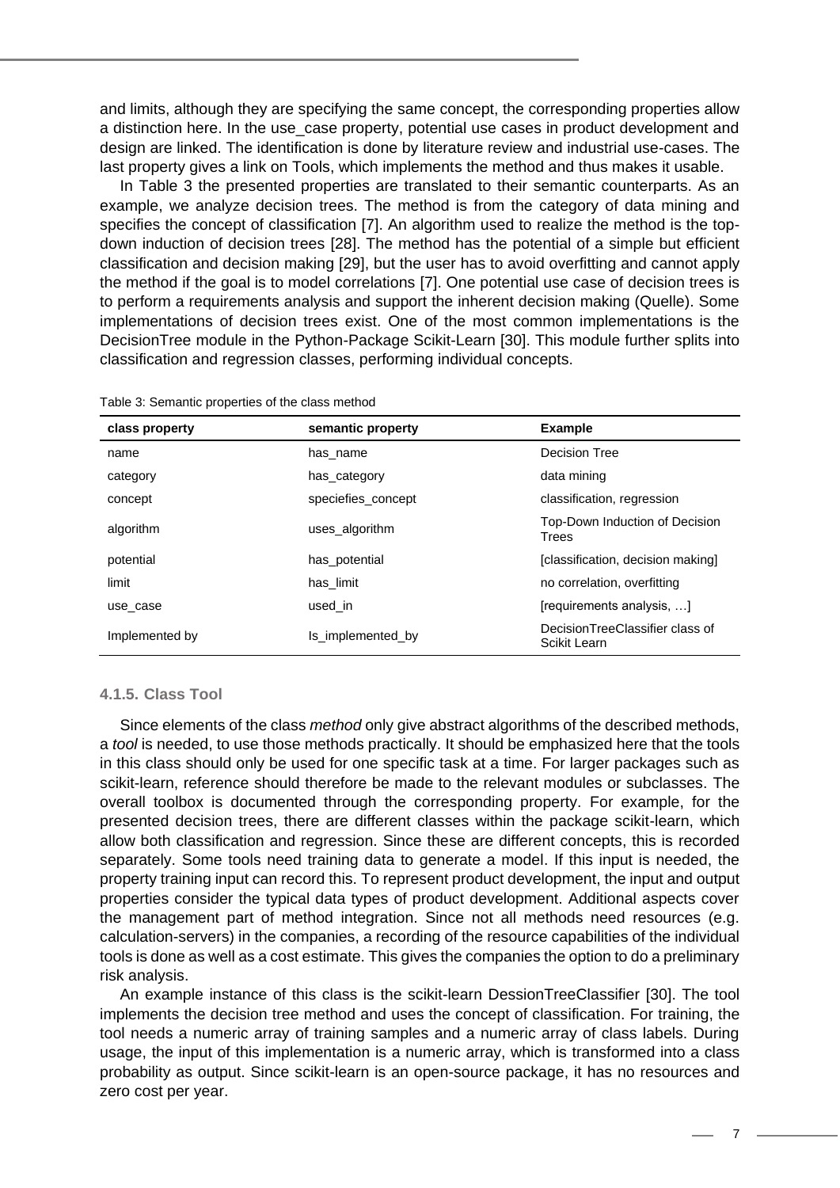and limits, although they are specifying the same concept, the corresponding properties allow a distinction here. In the use_case property, potential use cases in product development and design are linked. The identification is done by literature review and industrial use-cases. The last property gives a link on Tools, which implements the method and thus makes it usable.

In Table 3 the presented properties are translated to their semantic counterparts. As an example, we analyze decision trees. The method is from the category of data mining and specifies the concept of classification [7]. An algorithm used to realize the method is the top-down induction of decision trees [28]. The method has the potential of a simple but efficient classification and decision making [29], but the user has to avoid overfitting and cannot apply the method if the goal is to model correlations [7]. One potential use case of decision trees is to perform a requirements analysis and support the inherent decision making (Quelle). Some implementations of decision trees exist. One of the most common implementations is the DecisionTree module in the Python-Package Scikit-Learn [30]. This module further splits into classification and regression classes, performing individual concepts.

Table 3: Semantic properties of the class method

| class property | semantic property | Example |
|---|---|---|
| name | has_name | Decision Tree |
| category | has_category | data mining |
| concept | speciefies_concept | classification, regression |
| algorithm | uses_algorithm | Top-Down Induction of Decision Trees |
| potential | has_potential | [classification, decision making] |
| limit | has_limit | no correlation, overfitting |
| use_case | used_in | [requirements analysis, …] |
| Implemented by | Is_implemented_by | DecisionTreeClassifier class of Scikit Learn |

#### 4.1.5. Class Tool

Since elements of the class *method* only give abstract algorithms of the described methods, a *tool* is needed, to use those methods practically. It should be emphasized here that the tools in this class should only be used for one specific task at a time. For larger packages such as scikit-learn, reference should therefore be made to the relevant modules or subclasses. The overall toolbox is documented through the corresponding property. For example, for the presented decision trees, there are different classes within the package scikit-learn, which allow both classification and regression. Since these are different concepts, this is recorded separately. Some tools need training data to generate a model. If this input is needed, the property training input can record this. To represent product development, the input and output properties consider the typical data types of product development. Additional aspects cover the management part of method integration. Since not all methods need resources (e.g. calculation-servers) in the companies, a recording of the resource capabilities of the individual tools is done as well as a cost estimate. This gives the companies the option to do a preliminary risk analysis.

An example instance of this class is the scikit-learn DessionTreeClassifier [30]. The tool implements the decision tree method and uses the concept of classification. For training, the tool needs a numeric array of training samples and a numeric array of class labels. During usage, the input of this implementation is a numeric array, which is transformed into a class probability as output. Since scikit-learn is an open-source package, it has no resources and zero cost per year.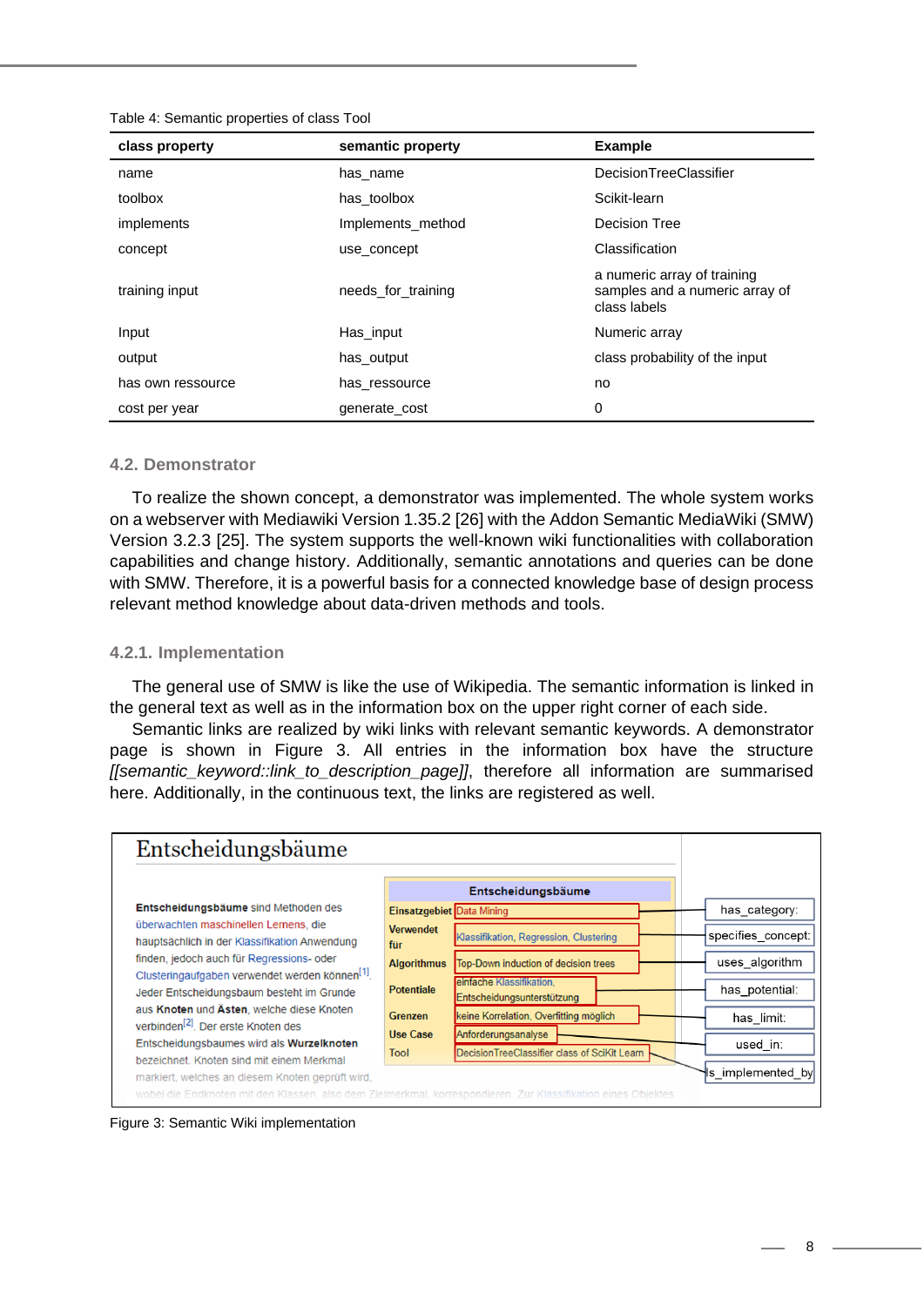Table 4: Semantic properties of class Tool

| class property | semantic property | Example |
| --- | --- | --- |
| name | has_name | DecisionTreeClassifier |
| toolbox | has_toolbox | Scikit-learn |
| implements | Implements_method | Decision Tree |
| concept | use_concept | Classification |
| training input | needs_for_training | a numeric array of training samples and a numeric array of class labels |
| Input | Has_input | Numeric array |
| output | has_output | class probability of the input |
| has own ressource | has_ressource | no |
| cost per year | generate_cost | 0 |

### 4.2. Demonstrator

To realize the shown concept, a demonstrator was implemented. The whole system works on a webserver with Mediawiki Version 1.35.2 [26] with the Addon Semantic MediaWiki (SMW) Version 3.2.3 [25]. The system supports the well-known wiki functionalities with collaboration capabilities and change history. Additionally, semantic annotations and queries can be done with SMW. Therefore, it is a powerful basis for a connected knowledge base of design process relevant method knowledge about data-driven methods and tools.

#### 4.2.1. Implementation

The general use of SMW is like the use of Wikipedia. The semantic information is linked in the general text as well as in the information box on the upper right corner of each side.

Semantic links are realized by wiki links with relevant semantic keywords. A demonstrator page is shown in Figure 3. All entries in the information box have the structure *[[semantic_keyword::link_to_description_page]]*, therefore all information are summarised here. Additionally, in the continuous text, the links are registered as well.

Figure 3: Semantic Wiki implementation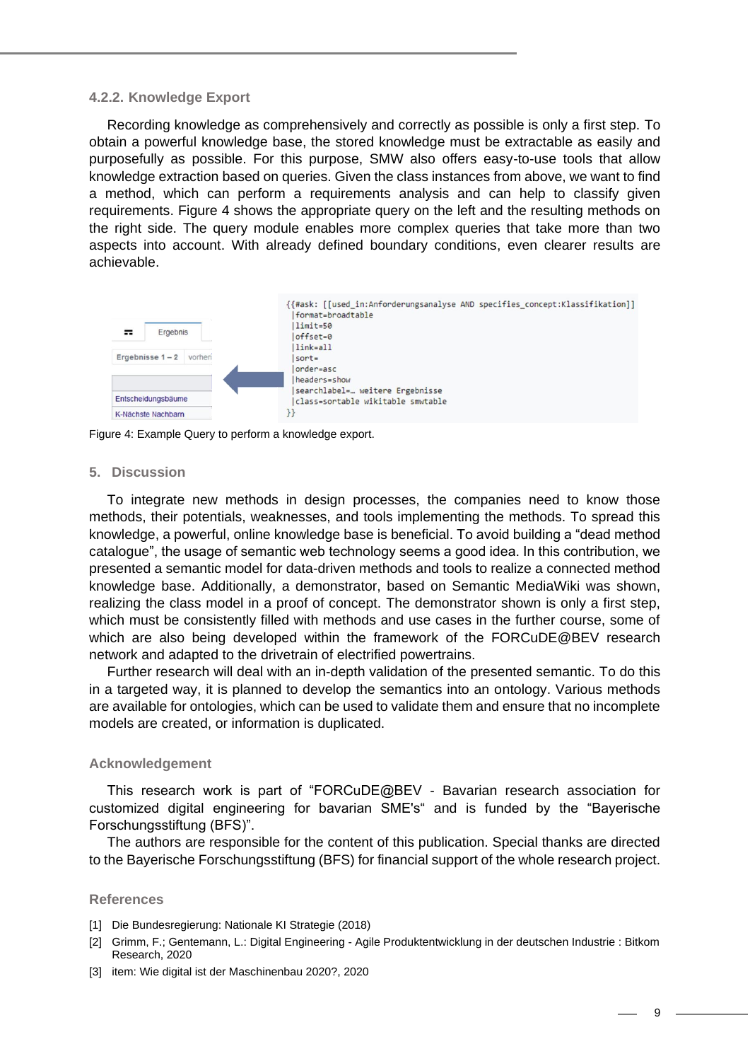### 4.2.2. Knowledge Export

Recording knowledge as comprehensively and correctly as possible is only a first step. To obtain a powerful knowledge base, the stored knowledge must be extractable as easily and purposefully as possible. For this purpose, SMW also offers easy-to-use tools that allow knowledge extraction based on queries. Given the class instances from above, we want to find a method, which can perform a requirements analysis and can help to classify given requirements. Figure 4 shows the appropriate query on the left and the resulting methods on the right side. The query module enables more complex queries that take more than two aspects into account. With already defined boundary conditions, even clearer results are achievable.

```
{{#ask: [[used_in:Anforderungsanalyse AND specifies_concept:Klassifikation]]
 |format=broadtable
 |limit=50
 |offset=0
 |link=all
 |sort=
 |order=asc
 |headers=show
 |searchlabel=… weitere Ergebnisse
 |class=sortable wikitable smwtable
}}
```

| Ergebnis |
|---|
| Ergebnisse 1 – 2 vorheri |
| |
| Entscheidungsbäume |
| K-Nächste Nachbarn |

Figure 4: Example Query to perform a knowledge export.

## 5. Discussion

To integrate new methods in design processes, the companies need to know those methods, their potentials, weaknesses, and tools implementing the methods. To spread this knowledge, a powerful, online knowledge base is beneficial. To avoid building a "dead method catalogue", the usage of semantic web technology seems a good idea. In this contribution, we presented a semantic model for data-driven methods and tools to realize a connected method knowledge base. Additionally, a demonstrator, based on Semantic MediaWiki was shown, realizing the class model in a proof of concept. The demonstrator shown is only a first step, which must be consistently filled with methods and use cases in the further course, some of which are also being developed within the framework of the FORCuDE@BEV research network and adapted to the drivetrain of electrified powertrains.

Further research will deal with an in-depth validation of the presented semantic. To do this in a targeted way, it is planned to develop the semantics into an ontology. Various methods are available for ontologies, which can be used to validate them and ensure that no incomplete models are created, or information is duplicated.

## Acknowledgement

This research work is part of "FORCuDE@BEV - Bavarian research association for customized digital engineering for bavarian SME's" and is funded by the "Bayerische Forschungsstiftung (BFS)".

The authors are responsible for the content of this publication. Special thanks are directed to the Bayerische Forschungsstiftung (BFS) for financial support of the whole research project.

## References

[1] Die Bundesregierung: Nationale KI Strategie (2018)

[2] Grimm, F.; Gentemann, L.: Digital Engineering - Agile Produktentwicklung in der deutschen Industrie : Bitkom Research, 2020

[3] item: Wie digital ist der Maschinenbau 2020?, 2020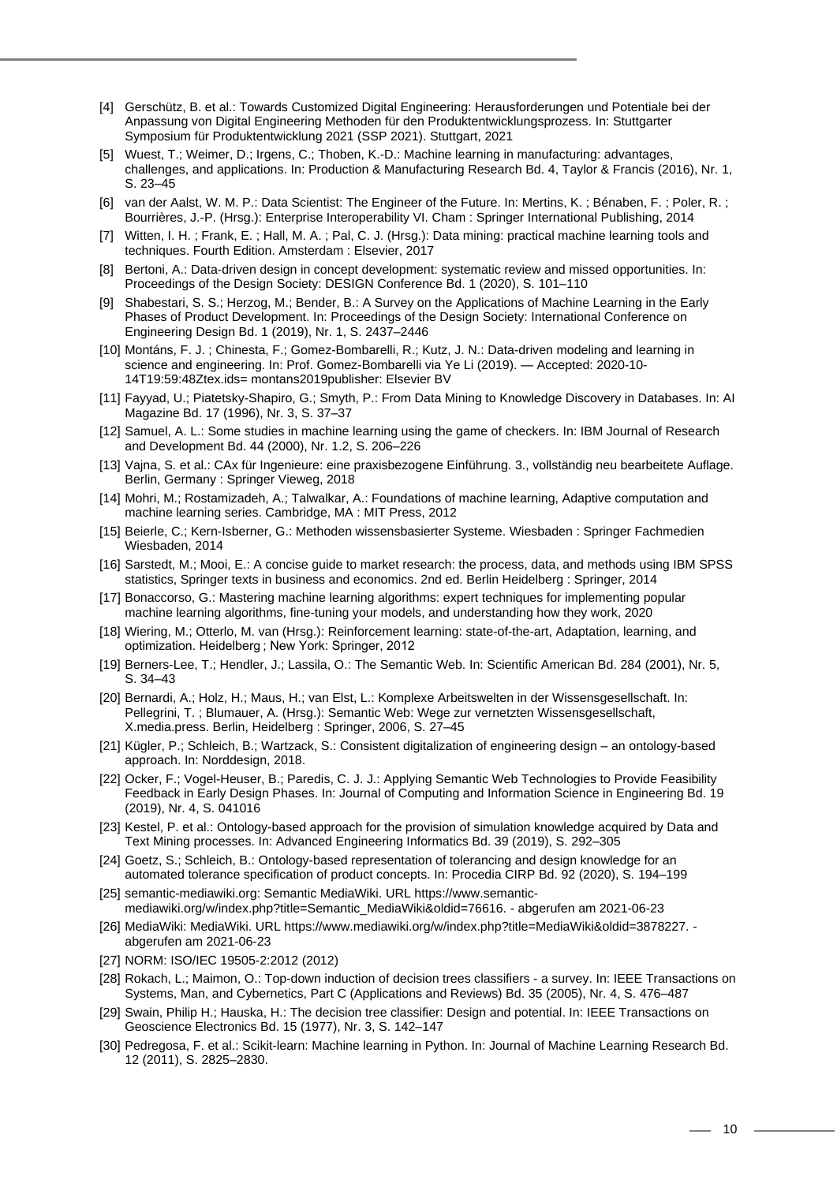[4] Gerschütz, B. et al.: Towards Customized Digital Engineering: Herausforderungen und Potentiale bei der Anpassung von Digital Engineering Methoden für den Produktentwicklungsprozess. In: Stuttgarter Symposium für Produktentwicklung 2021 (SSP 2021). Stuttgart, 2021

[5] Wuest, T.; Weimer, D.; Irgens, C.; Thoben, K.-D.: Machine learning in manufacturing: advantages, challenges, and applications. In: Production & Manufacturing Research Bd. 4, Taylor & Francis (2016), Nr. 1, S. 23–45

[6] van der Aalst, W. M. P.: Data Scientist: The Engineer of the Future. In: Mertins, K. ; Bénaben, F. ; Poler, R. ; Bourrières, J.-P. (Hrsg.): Enterprise Interoperability VI. Cham : Springer International Publishing, 2014

[7] Witten, I. H. ; Frank, E. ; Hall, M. A. ; Pal, C. J. (Hrsg.): Data mining: practical machine learning tools and techniques. Fourth Edition. Amsterdam : Elsevier, 2017

[8] Bertoni, A.: Data-driven design in concept development: systematic review and missed opportunities. In: Proceedings of the Design Society: DESIGN Conference Bd. 1 (2020), S. 101–110

[9] Shabestari, S. S.; Herzog, M.; Bender, B.: A Survey on the Applications of Machine Learning in the Early Phases of Product Development. In: Proceedings of the Design Society: International Conference on Engineering Design Bd. 1 (2019), Nr. 1, S. 2437–2446

[10] Montáns, F. J. ; Chinesta, F.; Gomez-Bombarelli, R.; Kutz, J. N.: Data-driven modeling and learning in science and engineering. In: Prof. Gomez-Bombarelli via Ye Li (2019). — Accepted: 2020-10-14T19:59:48Ztex.ids= montans2019publisher: Elsevier BV

[11] Fayyad, U.; Piatetsky-Shapiro, G.; Smyth, P.: From Data Mining to Knowledge Discovery in Databases. In: AI Magazine Bd. 17 (1996), Nr. 3, S. 37–37

[12] Samuel, A. L.: Some studies in machine learning using the game of checkers. In: IBM Journal of Research and Development Bd. 44 (2000), Nr. 1.2, S. 206–226

[13] Vajna, S. et al.: CAx für Ingenieure: eine praxisbezogene Einführung. 3., vollständig neu bearbeitete Auflage. Berlin, Germany : Springer Vieweg, 2018

[14] Mohri, M.; Rostamizadeh, A.; Talwalkar, A.: Foundations of machine learning, Adaptive computation and machine learning series. Cambridge, MA : MIT Press, 2012

[15] Beierle, C.; Kern-Isberner, G.: Methoden wissensbasierter Systeme. Wiesbaden : Springer Fachmedien Wiesbaden, 2014

[16] Sarstedt, M.; Mooi, E.: A concise guide to market research: the process, data, and methods using IBM SPSS statistics, Springer texts in business and economics. 2nd ed. Berlin Heidelberg : Springer, 2014

[17] Bonaccorso, G.: Mastering machine learning algorithms: expert techniques for implementing popular machine learning algorithms, fine-tuning your models, and understanding how they work, 2020

[18] Wiering, M.; Otterlo, M. van (Hrsg.): Reinforcement learning: state-of-the-art, Adaptation, learning, and optimization. Heidelberg ; New York: Springer, 2012

[19] Berners-Lee, T.; Hendler, J.; Lassila, O.: The Semantic Web. In: Scientific American Bd. 284 (2001), Nr. 5, S. 34–43

[20] Bernardi, A.; Holz, H.; Maus, H.; van Elst, L.: Komplexe Arbeitswelten in der Wissensgesellschaft. In: Pellegrini, T. ; Blumauer, A. (Hrsg.): Semantic Web: Wege zur vernetzten Wissensgesellschaft, X.media.press. Berlin, Heidelberg : Springer, 2006, S. 27–45

[21] Kügler, P.; Schleich, B.; Wartzack, S.: Consistent digitalization of engineering design – an ontology-based approach. In: Norddesign, 2018.

[22] Ocker, F.; Vogel-Heuser, B.; Paredis, C. J. J.: Applying Semantic Web Technologies to Provide Feasibility Feedback in Early Design Phases. In: Journal of Computing and Information Science in Engineering Bd. 19 (2019), Nr. 4, S. 041016

[23] Kestel, P. et al.: Ontology-based approach for the provision of simulation knowledge acquired by Data and Text Mining processes. In: Advanced Engineering Informatics Bd. 39 (2019), S. 292–305

[24] Goetz, S.; Schleich, B.: Ontology-based representation of tolerancing and design knowledge for an automated tolerance specification of product concepts. In: Procedia CIRP Bd. 92 (2020), S. 194–199

[25] semantic-mediawiki.org: Semantic MediaWiki. URL https://www.semantic-mediawiki.org/w/index.php?title=Semantic_MediaWiki&oldid=76616. - abgerufen am 2021-06-23

[26] MediaWiki: MediaWiki. URL https://www.mediawiki.org/w/index.php?title=MediaWiki&oldid=3878227. - abgerufen am 2021-06-23

[27] NORM: ISO/IEC 19505-2:2012 (2012)

[28] Rokach, L.; Maimon, O.: Top-down induction of decision trees classifiers - a survey. In: IEEE Transactions on Systems, Man, and Cybernetics, Part C (Applications and Reviews) Bd. 35 (2005), Nr. 4, S. 476–487

[29] Swain, Philip H.; Hauska, H.: The decision tree classifier: Design and potential. In: IEEE Transactions on Geoscience Electronics Bd. 15 (1977), Nr. 3, S. 142–147

[30] Pedregosa, F. et al.: Scikit-learn: Machine learning in Python. In: Journal of Machine Learning Research Bd. 12 (2011), S. 2825–2830.